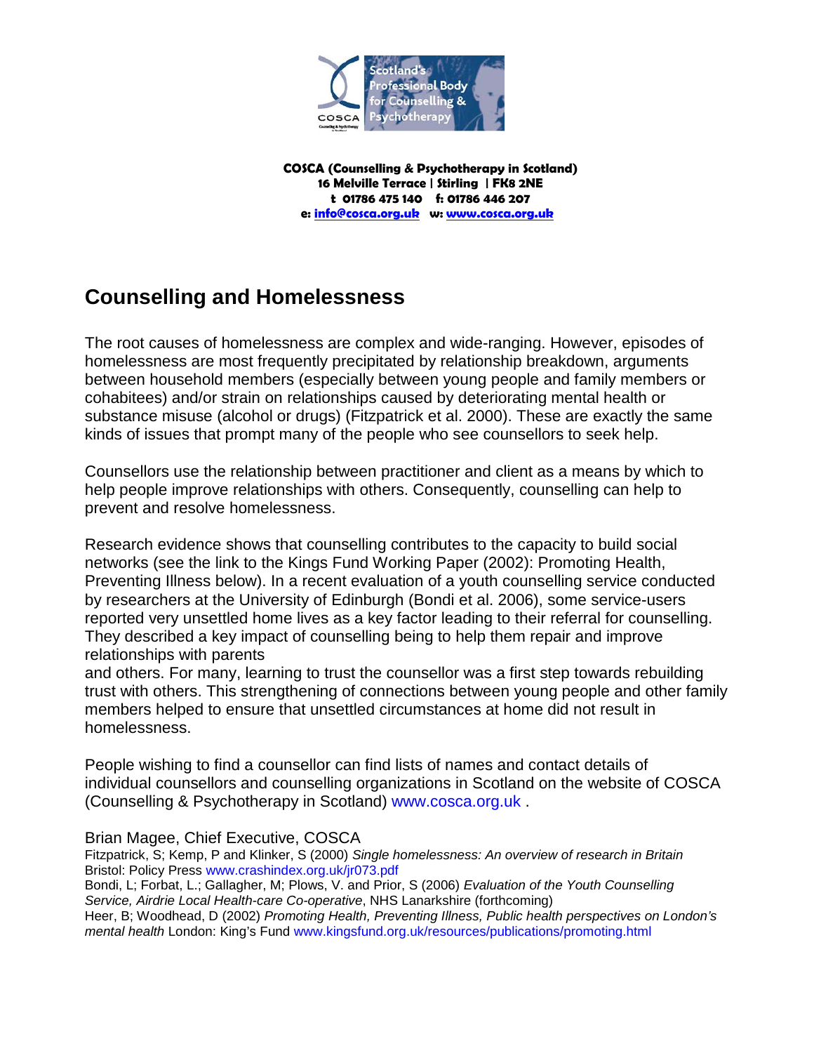**COSCA (Counselling & Psychotherapy in Scotland)**
**16 Melville Terrace | Stirling | FK8 2NE**
**t 01786 475 140 f: 01786 446 207**
**e: info@cosca.org.uk w: www.cosca.org.uk**

# Counselling and Homelessness

The root causes of homelessness are complex and wide-ranging. However, episodes of homelessness are most frequently precipitated by relationship breakdown, arguments between household members (especially between young people and family members or cohabitees) and/or strain on relationships caused by deteriorating mental health or substance misuse (alcohol or drugs) (Fitzpatrick et al. 2000). These are exactly the same kinds of issues that prompt many of the people who see counsellors to seek help.

Counsellors use the relationship between practitioner and client as a means by which to help people improve relationships with others. Consequently, counselling can help to prevent and resolve homelessness.

Research evidence shows that counselling contributes to the capacity to build social networks (see the link to the Kings Fund Working Paper (2002): Promoting Health, Preventing Illness below). In a recent evaluation of a youth counselling service conducted by researchers at the University of Edinburgh (Bondi et al. 2006), some service-users reported very unsettled home lives as a key factor leading to their referral for counselling. They described a key impact of counselling being to help them repair and improve relationships with parents and others. For many, learning to trust the counsellor was a first step towards rebuilding trust with others. This strengthening of connections between young people and other family members helped to ensure that unsettled circumstances at home did not result in homelessness.

People wishing to find a counsellor can find lists of names and contact details of individual counsellors and counselling organizations in Scotland on the website of COSCA (Counselling & Psychotherapy in Scotland) www.cosca.org.uk .

Brian Magee, Chief Executive, COSCA

Fitzpatrick, S; Kemp, P and Klinker, S (2000) *Single homelessness: An overview of research in Britain* Bristol: Policy Press www.crashindex.org.uk/jr073.pdf

Bondi, L; Forbat, L.; Gallagher, M; Plows, V. and Prior, S (2006) *Evaluation of the Youth Counselling Service, Airdrie Local Health-care Co-operative*, NHS Lanarkshire (forthcoming)

Heer, B; Woodhead, D (2002) *Promoting Health, Preventing Illness, Public health perspectives on London's mental health* London: King's Fund www.kingsfund.org.uk/resources/publications/promoting.html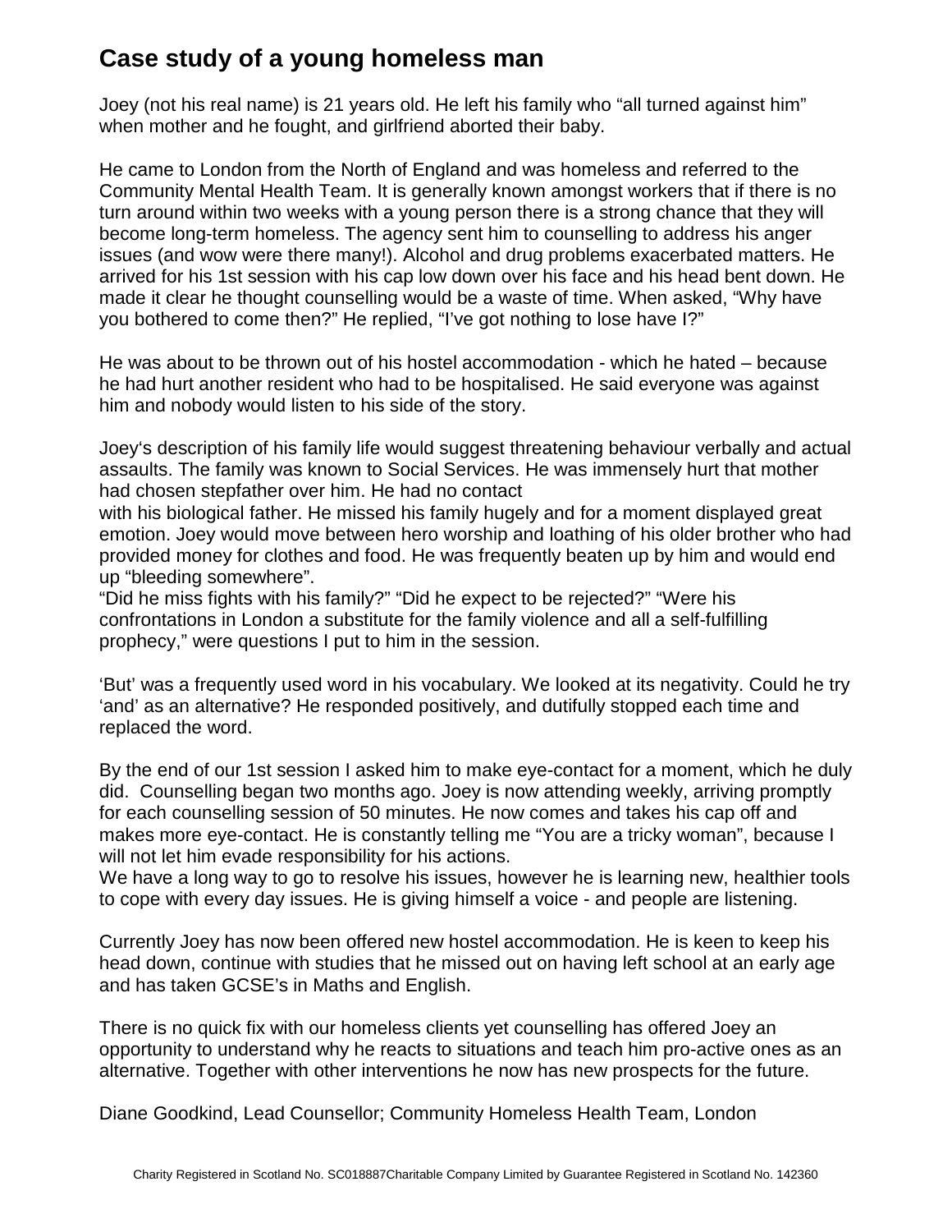# Case study of a young homeless man

Joey (not his real name) is 21 years old. He left his family who "all turned against him" when mother and he fought, and girlfriend aborted their baby.

He came to London from the North of England and was homeless and referred to the Community Mental Health Team. It is generally known amongst workers that if there is no turn around within two weeks with a young person there is a strong chance that they will become long-term homeless. The agency sent him to counselling to address his anger issues (and wow were there many!). Alcohol and drug problems exacerbated matters. He arrived for his 1st session with his cap low down over his face and his head bent down. He made it clear he thought counselling would be a waste of time. When asked, "Why have you bothered to come then?" He replied, "I've got nothing to lose have I?"

He was about to be thrown out of his hostel accommodation - which he hated – because he had hurt another resident who had to be hospitalised. He said everyone was against him and nobody would listen to his side of the story.

Joey's description of his family life would suggest threatening behaviour verbally and actual assaults. The family was known to Social Services. He was immensely hurt that mother had chosen stepfather over him. He had no contact with his biological father. He missed his family hugely and for a moment displayed great emotion. Joey would move between hero worship and loathing of his older brother who had provided money for clothes and food. He was frequently beaten up by him and would end up "bleeding somewhere".

"Did he miss fights with his family?" "Did he expect to be rejected?" "Were his confrontations in London a substitute for the family violence and all a self-fulfilling prophecy," were questions I put to him in the session.

'But' was a frequently used word in his vocabulary. We looked at its negativity. Could he try 'and' as an alternative? He responded positively, and dutifully stopped each time and replaced the word.

By the end of our 1st session I asked him to make eye-contact for a moment, which he duly did. Counselling began two months ago. Joey is now attending weekly, arriving promptly for each counselling session of 50 minutes. He now comes and takes his cap off and makes more eye-contact. He is constantly telling me "You are a tricky woman", because I will not let him evade responsibility for his actions.
We have a long way to go to resolve his issues, however he is learning new, healthier tools to cope with every day issues. He is giving himself a voice - and people are listening.

Currently Joey has now been offered new hostel accommodation. He is keen to keep his head down, continue with studies that he missed out on having left school at an early age and has taken GCSE's in Maths and English.

There is no quick fix with our homeless clients yet counselling has offered Joey an opportunity to understand why he reacts to situations and teach him pro-active ones as an alternative. Together with other interventions he now has new prospects for the future.

Diane Goodkind, Lead Counsellor; Community Homeless Health Team, London